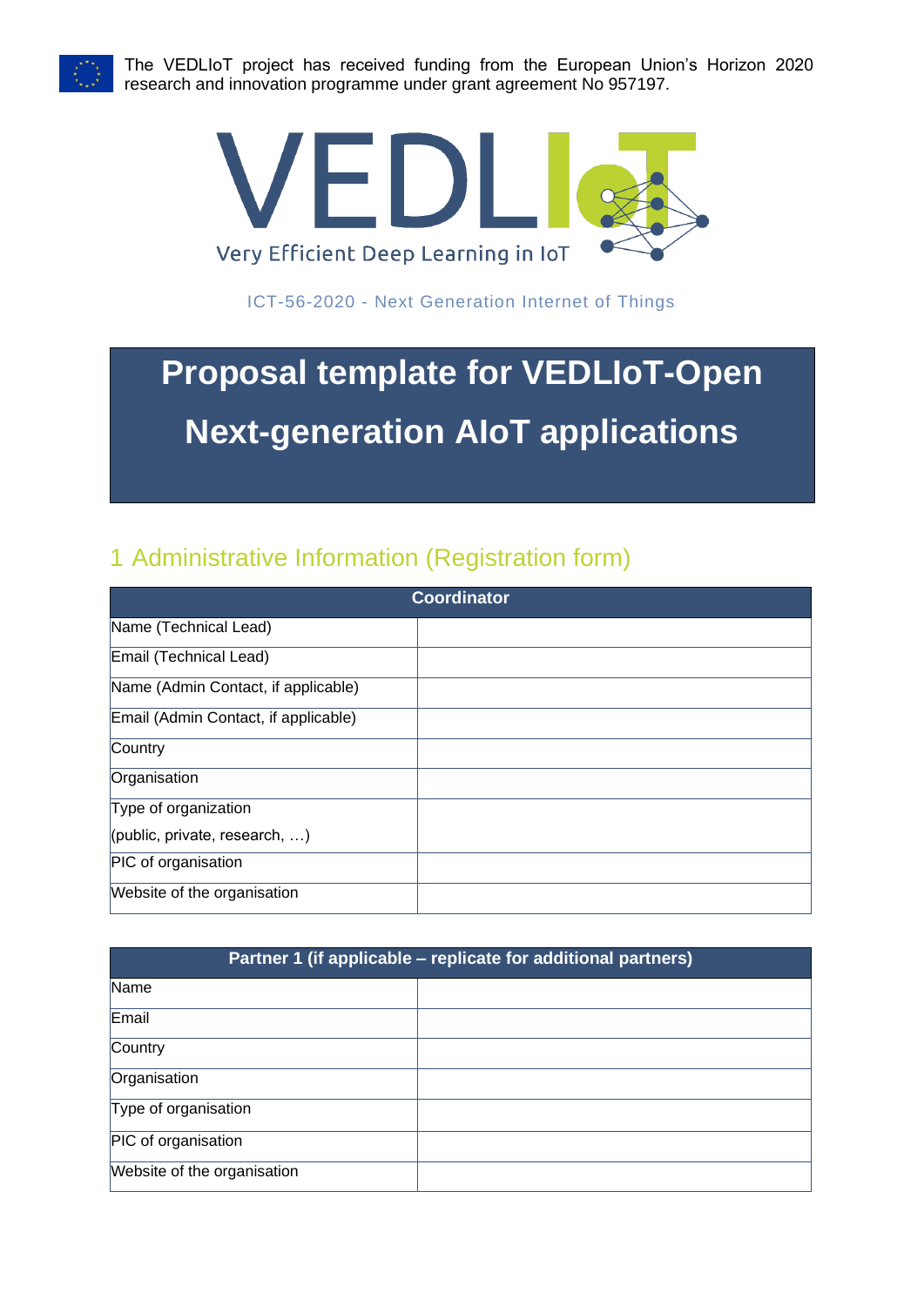The VEDLIoT project has received funding from the European Union's Horizon 2020 research and innovation programme under grant agreement No 957197.

VEDLIoT

Very Efficient Deep Learning in IoT

ICT-56-2020 - Next Generation Internet of Things

# Proposal template for VEDLIoT-Open Next-generation AIoT applications

## 1 Administrative Information (Registration form)

| Coordinator | |
|---|---|
| Name (Technical Lead) | |
| Email (Technical Lead) | |
| Name (Admin Contact, if applicable) | |
| Email (Admin Contact, if applicable) | |
| Country | |
| Organisation | |
| Type of organization (public, private, research, …) | |
| PIC of organisation | |
| Website of the organisation | |

| Partner 1 (if applicable – replicate for additional partners) | |
|---|---|
| Name | |
| Email | |
| Country | |
| Organisation | |
| Type of organisation | |
| PIC of organisation | |
| Website of the organisation | |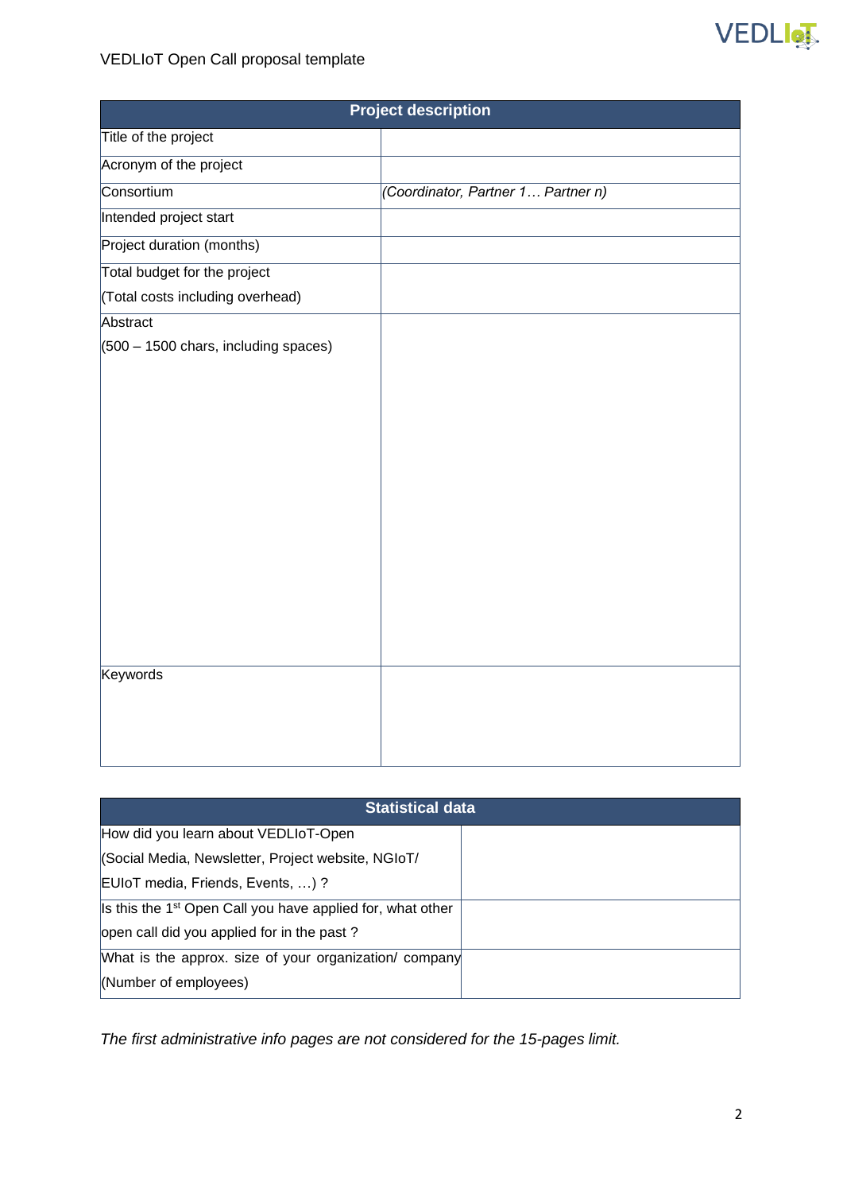| Project description | |
|---|---|
| Title of the project | |
| Acronym of the project | |
| Consortium | *(Coordinator, Partner 1… Partner n)* |
| Intended project start | |
| Project duration (months) | |
| Total budget for the project (Total costs including overhead) | |
| Abstract (500 – 1500 chars, including spaces) | |
| Keywords | |

| Statistical data | |
|---|---|
| How did you learn about VEDLIoT-Open (Social Media, Newsletter, Project website, NGIoT/ EUIoT media, Friends, Events, …) ? | |
| Is the 1st Open Call you have applied for, what other open call did you applied for in the past ? | |
| What is the approx. size of your organization/ company (Number of employees) | |

*The first administrative info pages are not considered for the 15-pages limit.*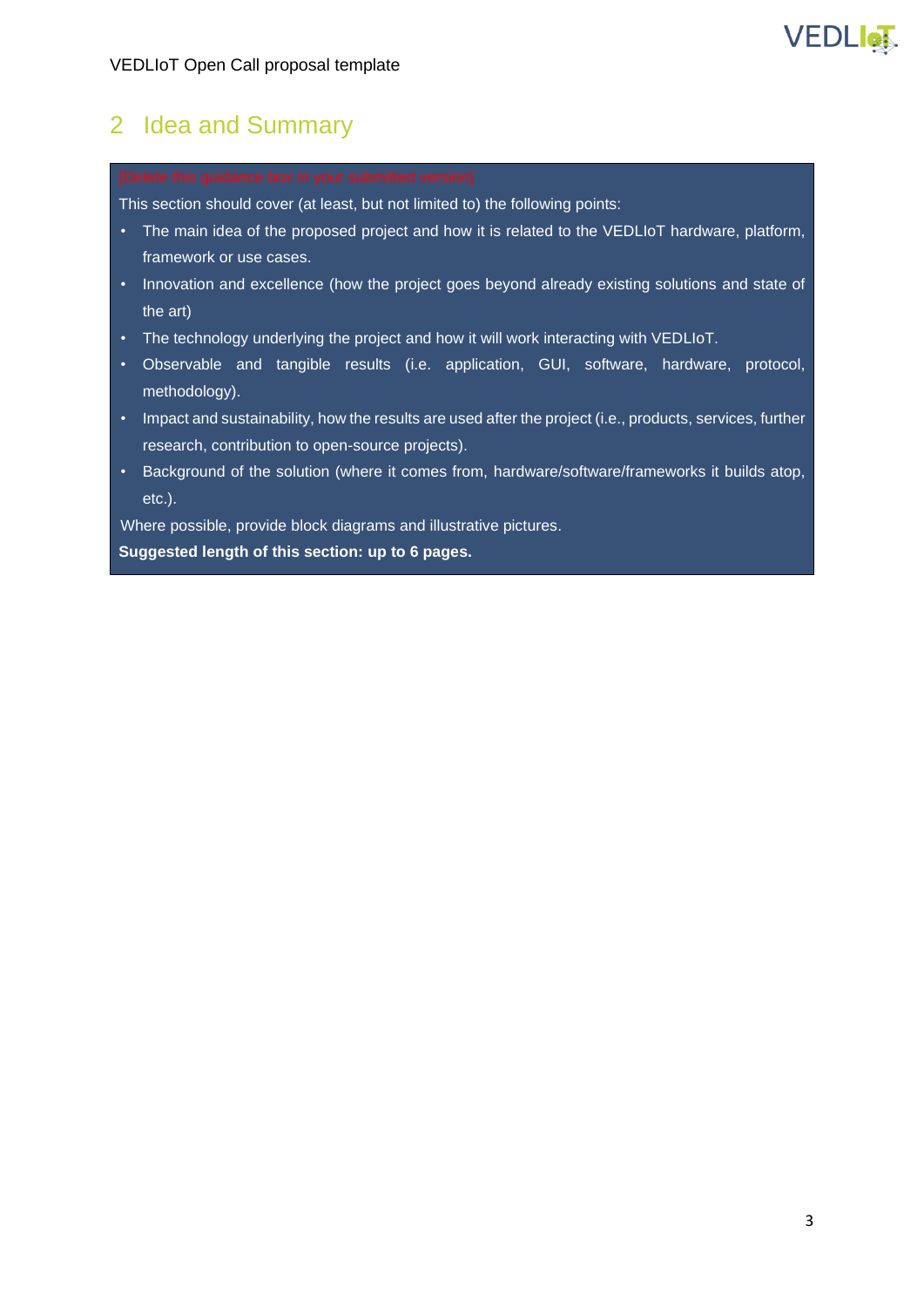# 2 Idea and Summary

[Delete this guidance box in your submitted version]

This section should cover (at least, but not limited to) the following points:

- The main idea of the proposed project and how it is related to the VEDLIoT hardware, platform, framework or use cases.
- Innovation and excellence (how the project goes beyond already existing solutions and state of the art)
- The technology underlying the project and how it will work interacting with VEDLIoT.
- Observable and tangible results (i.e. application, GUI, software, hardware, protocol, methodology).
- Impact and sustainability, how the results are used after the project (i.e., products, services, further research, contribution to open-source projects).
- Background of the solution (where it comes from, hardware/software/frameworks it builds atop, etc.).

Where possible, provide block diagrams and illustrative pictures.

**Suggested length of this section: up to 6 pages.**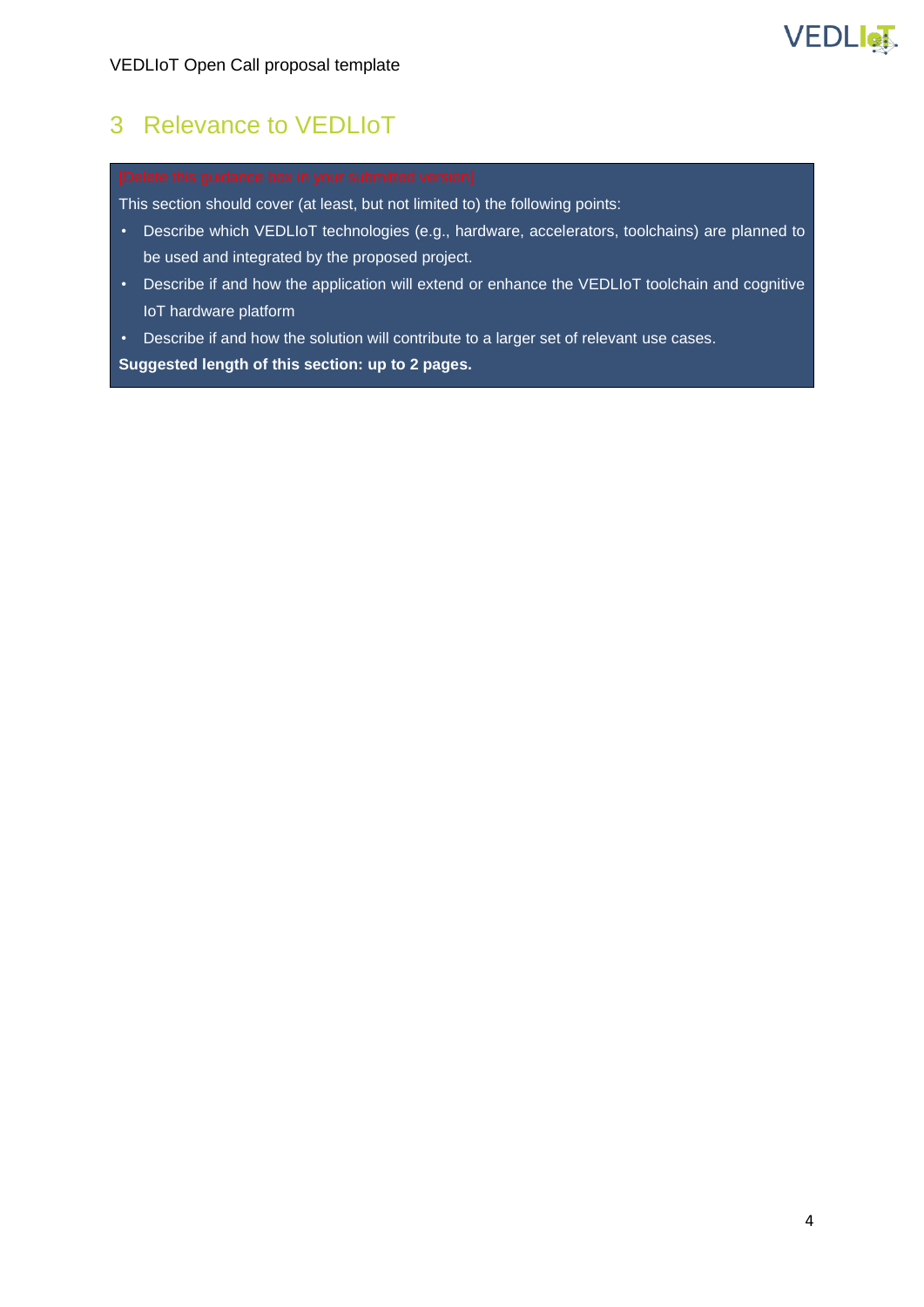# 3 Relevance to VEDLIoT

[Delete this guidance box in your submitted version]

This section should cover (at least, but not limited to) the following points:

- Describe which VEDLIoT technologies (e.g., hardware, accelerators, toolchains) are planned to be used and integrated by the proposed project.
- Describe if and how the application will extend or enhance the VEDLIoT toolchain and cognitive IoT hardware platform
- Describe if and how the solution will contribute to a larger set of relevant use cases.

**Suggested length of this section: up to 2 pages.**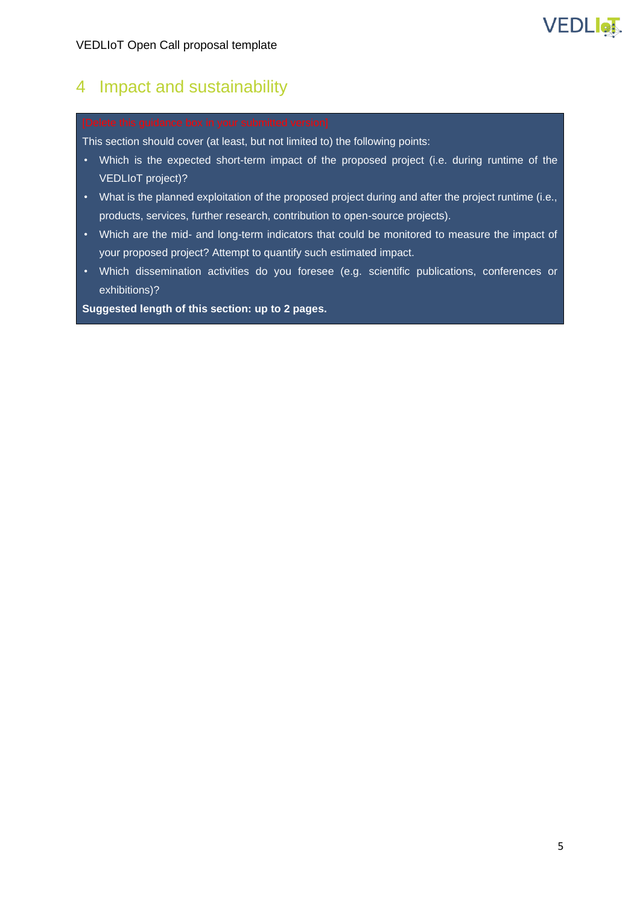# 4 Impact and sustainability

[Delete this guidance box in your submitted version]

This section should cover (at least, but not limited to) the following points:

- Which is the expected short-term impact of the proposed project (i.e. during runtime of the VEDLIoT project)?
- What is the planned exploitation of the proposed project during and after the project runtime (i.e., products, services, further research, contribution to open-source projects).
- Which are the mid- and long-term indicators that could be monitored to measure the impact of your proposed project? Attempt to quantify such estimated impact.
- Which dissemination activities do you foresee (e.g. scientific publications, conferences or exhibitions)?

**Suggested length of this section: up to 2 pages.**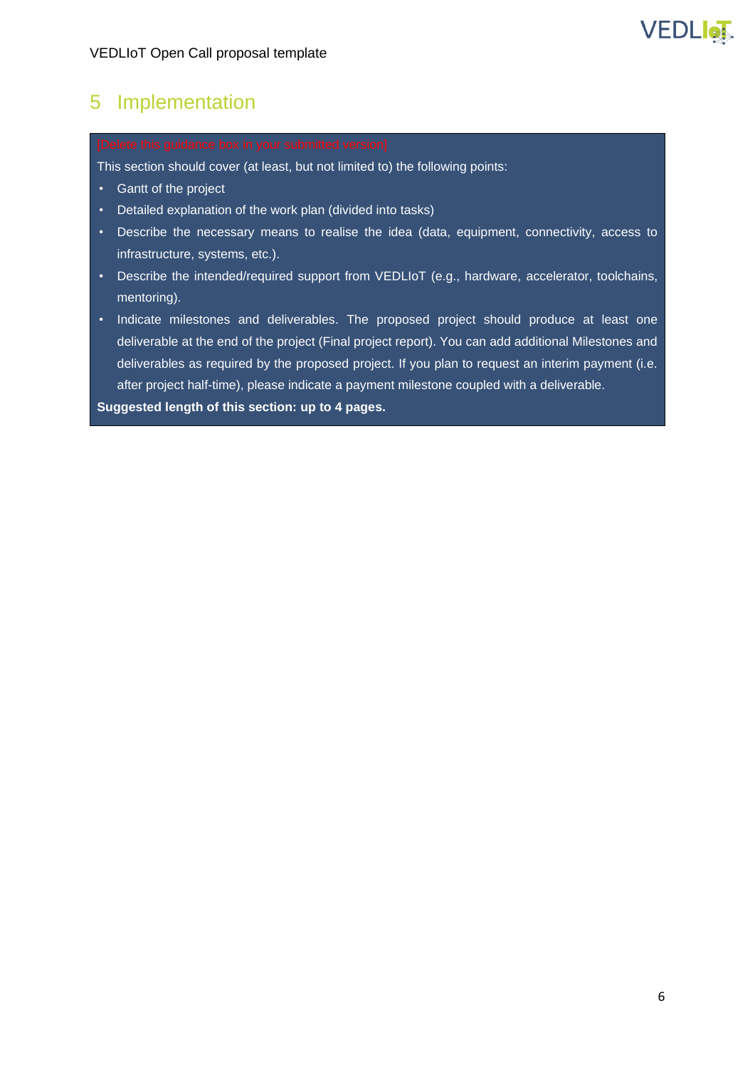# 5 Implementation

[Delete this guidance box in your submitted version]

This section should cover (at least, but not limited to) the following points:

- Gantt of the project
- Detailed explanation of the work plan (divided into tasks)
- Describe the necessary means to realise the idea (data, equipment, connectivity, access to infrastructure, systems, etc.).
- Describe the intended/required support from VEDLIoT (e.g., hardware, accelerator, toolchains, mentoring).
- Indicate milestones and deliverables. The proposed project should produce at least one deliverable at the end of the project (Final project report). You can add additional Milestones and deliverables as required by the proposed project. If you plan to request an interim payment (i.e. after project half-time), please indicate a payment milestone coupled with a deliverable.

**Suggested length of this section: up to 4 pages.**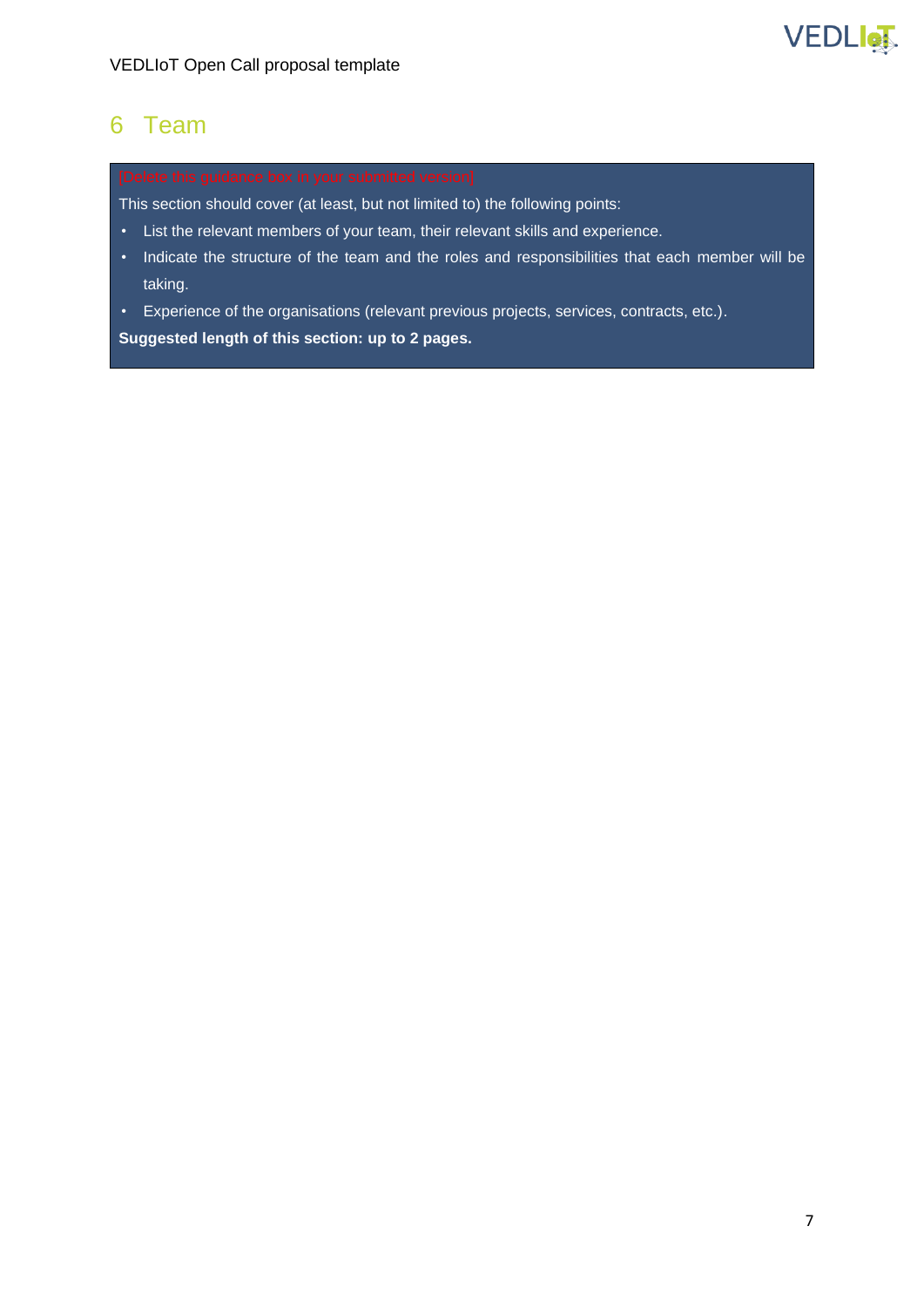# 6 Team

[Delete this guidance box in your submitted version]

This section should cover (at least, but not limited to) the following points:

- List the relevant members of your team, their relevant skills and experience.
- Indicate the structure of the team and the roles and responsibilities that each member will be taking.
- Experience of the organisations (relevant previous projects, services, contracts, etc.).

**Suggested length of this section: up to 2 pages.**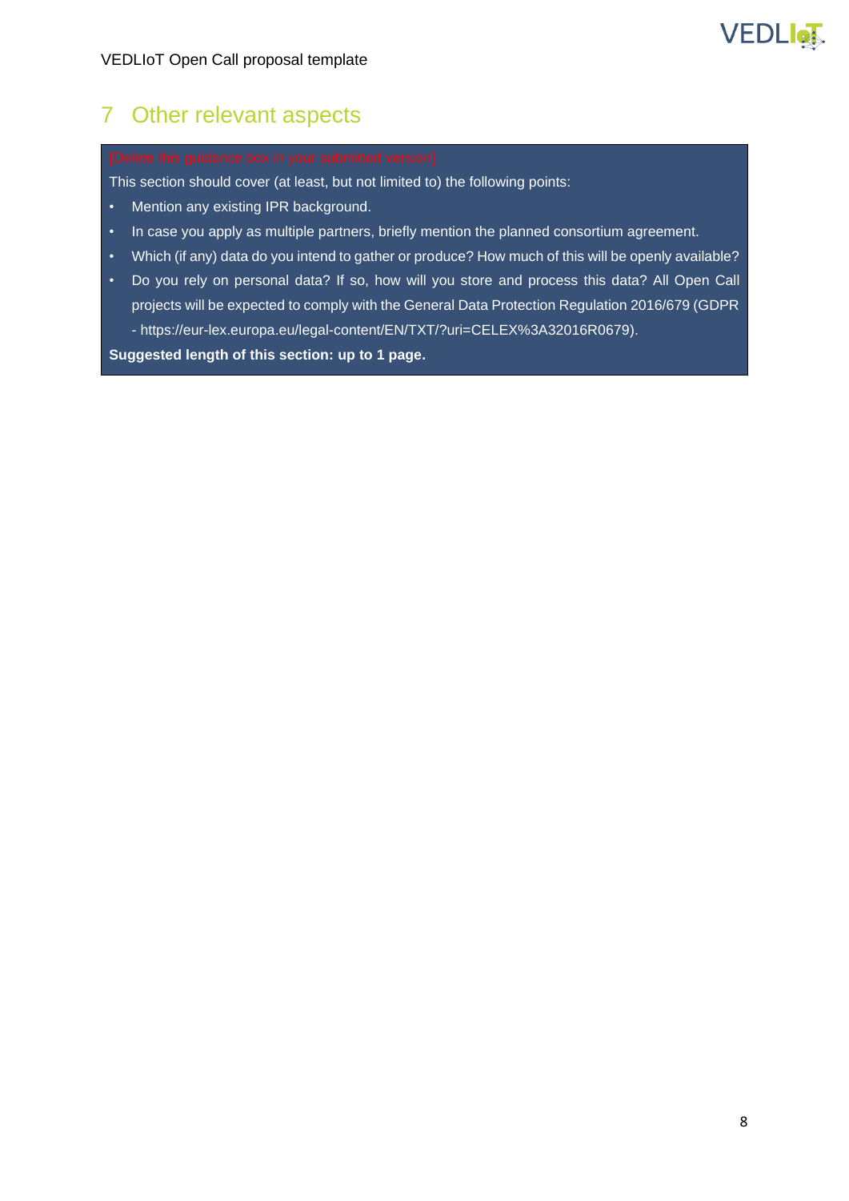# 7 Other relevant aspects

[Delete this guidance box in your submitted version]

This section should cover (at least, but not limited to) the following points:

- Mention any existing IPR background.
- In case you apply as multiple partners, briefly mention the planned consortium agreement.
- Which (if any) data do you intend to gather or produce? How much of this will be openly available?
- Do you rely on personal data? If so, how will you store and process this data? All Open Call projects will be expected to comply with the General Data Protection Regulation 2016/679 (GDPR - https://eur-lex.europa.eu/legal-content/EN/TXT/?uri=CELEX%3A32016R0679).

**Suggested length of this section: up to 1 page.**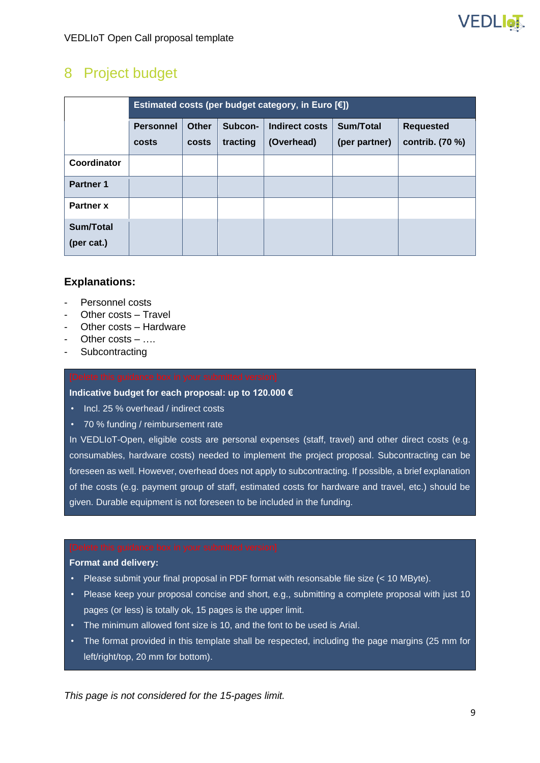## 8 Project budget

| | Estimated costs (per budget category, in Euro [€]) | | | | | |
|---|---|---|---|---|---|---|
| | Personnel costs | Other costs | Subcon-tracting | Indirect costs (Overhead) | Sum/Total (per partner) | Requested contrib. (70 %) |
| Coordinator | | | | | | |
| Partner 1 | | | | | | |
| Partner x | | | | | | |
| Sum/Total (per cat.) | | | | | | |

### Explanations:

- Personnel costs
- Other costs – Travel
- Other costs – Hardware
- Other costs – ….
- Subcontracting

[Delete this guidance box in your submitted version]

**Indicative budget for each proposal: up to 120.000 €**

- Incl. 25 % overhead / indirect costs
- 70 % funding / reimbursement rate

In VEDLIoT-Open, eligible costs are personal expenses (staff, travel) and other direct costs (e.g. consumables, hardware costs) needed to implement the project proposal. Subcontracting can be foreseen as well. However, overhead does not apply to subcontracting. If possible, a brief explanation of the costs (e.g. payment group of staff, estimated costs for hardware and travel, etc.) should be given. Durable equipment is not foreseen to be included in the funding.

[Delete this guidance box in your submitted version]

**Format and delivery:**

- Please submit your final proposal in PDF format with resonsable file size (< 10 MByte).
- Please keep your proposal concise and short, e.g., submitting a complete proposal with just 10 pages (or less) is totally ok, 15 pages is the upper limit.
- The minimum allowed font size is 10, and the font to be used is Arial.
- The format provided in this template shall be respected, including the page margins (25 mm for left/right/top, 20 mm for bottom).

*This page is not considered for the 15-pages limit.*